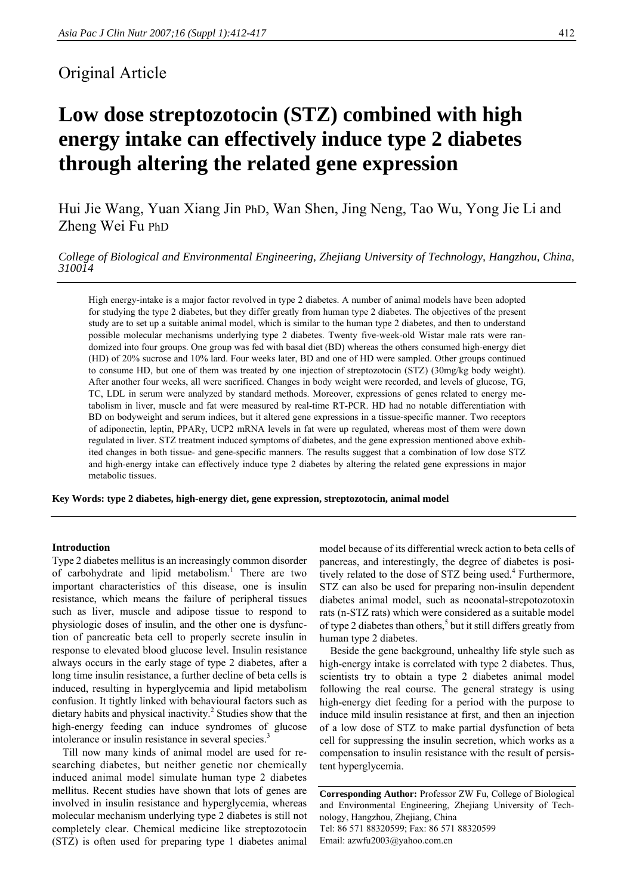Original Article

# Low dose streptozotocin (STZ) combined with high energy intake can effectively induce type 2 diabetes through altering the related gene expression

Hui Jie Wang, Yuan Xiang Jin PhD, Wan Shen, Jing Neng, Tao Wu, Yong Jie Li and Zheng Wei Fu PhD

*College of Biological and Environmental Engineering, Zhejiang University of Technology, Hangzhou, China, 310014*

High energy-intake is a major factor revolved in type 2 diabetes. A number of animal models have been adopted for studying the type 2 diabetes, but they differ greatly from human type 2 diabetes. The objectives of the present study are to set up a suitable animal model, which is similar to the human type 2 diabetes, and then to understand possible molecular mechanisms underlying type 2 diabetes. Twenty five-week-old Wistar male rats were randomized into four groups. One group was fed with basal diet (BD) whereas the others consumed high-energy diet (HD) of 20% sucrose and 10% lard. Four weeks later, BD and one of HD were sampled. Other groups continued to consume HD, but one of them was treated by one injection of streptozotocin (STZ) (30mg/kg body weight). After another four weeks, all were sacrificed. Changes in body weight were recorded, and levels of glucose, TG, TC, LDL in serum were analyzed by standard methods. Moreover, expressions of genes related to energy metabolism in liver, muscle and fat were measured by real-time RT-PCR. HD had no notable differentiation with BD on bodyweight and serum indices, but it altered gene expressions in a tissue-specific manner. Two receptors of adiponectin, leptin, PPARγ, UCP2 mRNA levels in fat were up regulated, whereas most of them were down regulated in liver. STZ treatment induced symptoms of diabetes, and the gene expression mentioned above exhibited changes in both tissue- and gene-specific manners. The results suggest that a combination of low dose STZ and high-energy intake can effectively induce type 2 diabetes by altering the related gene expressions in major metabolic tissues.

**Key Words: type 2 diabetes, high-energy diet, gene expression, streptozotocin, animal model**

## Introduction

Type 2 diabetes mellitus is an increasingly common disorder of carbohydrate and lipid metabolism.[1] There are two important characteristics of this disease, one is insulin resistance, which means the failure of peripheral tissues such as liver, muscle and adipose tissue to respond to physiologic doses of insulin, and the other one is dysfunction of pancreatic beta cell to properly secrete insulin in response to elevated blood glucose level. Insulin resistance always occurs in the early stage of type 2 diabetes, after a long time insulin resistance, a further decline of beta cells is induced, resulting in hyperglycemia and lipid metabolism confusion. It tightly linked with behavioural factors such as dietary habits and physical inactivity.[2] Studies show that the high-energy feeding can induce syndromes of glucose intolerance or insulin resistance in several species.[3]

Till now many kinds of animal model are used for researching diabetes, but neither genetic nor chemically induced animal model simulate human type 2 diabetes mellitus. Recent studies have shown that lots of genes are involved in insulin resistance and hyperglycemia, whereas molecular mechanism underlying type 2 diabetes is still not completely clear. Chemical medicine like streptozotocin (STZ) is often used for preparing type 1 diabetes animal model because of its differential wreck action to beta cells of pancreas, and interestingly, the degree of diabetes is positively related to the dose of STZ being used.[4] Furthermore, STZ can also be used for preparing non-insulin dependent diabetes animal model, such as neoonatal-strepotozotoxin rats (n-STZ rats) which were considered as a suitable model of type 2 diabetes than others,[5] but it still differs greatly from human type 2 diabetes.

Beside the gene background, unhealthy life style such as high-energy intake is correlated with type 2 diabetes. Thus, scientists try to obtain a type 2 diabetes animal model following the real course. The general strategy is using high-energy diet feeding for a period with the purpose to induce mild insulin resistance at first, and then an injection of a low dose of STZ to make partial dysfunction of beta cell for suppressing the insulin secretion, which works as a compensation to insulin resistance with the result of persistent hyperglycemia.

**Corresponding Author:** Professor ZW Fu, College of Biological and Environmental Engineering, Zhejiang University of Technology, Hangzhou, Zhejiang, China
Tel: 86 571 88320599; Fax: 86 571 88320599
Email: azwfu2003@yahoo.com.cn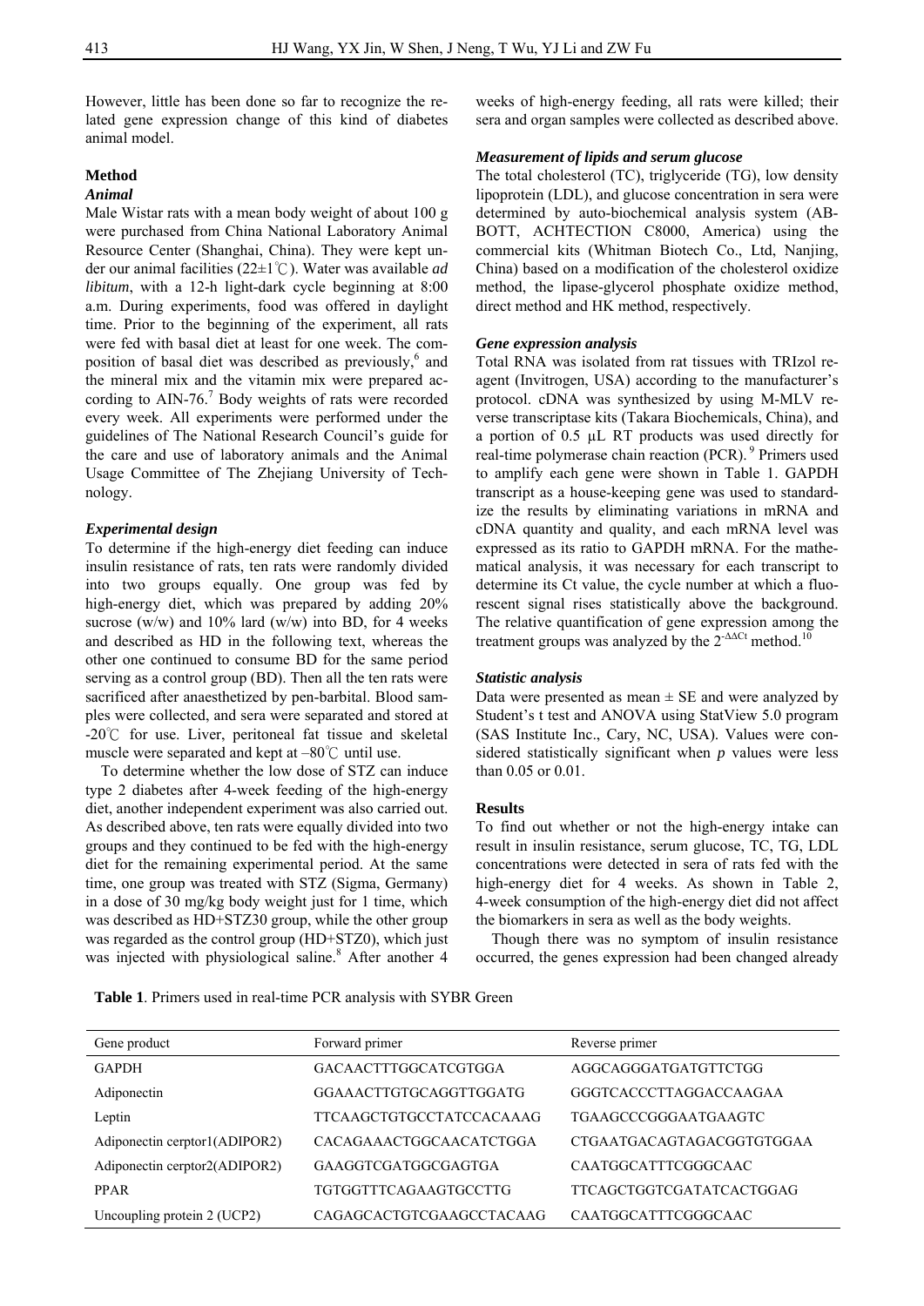However, little has been done so far to recognize the related gene expression change of this kind of diabetes animal model.

## Method

### *Animal*

Male Wistar rats with a mean body weight of about 100 g were purchased from China National Laboratory Animal Resource Center (Shanghai, China). They were kept under our animal facilities (22±1℃). Water was available *ad libitum*, with a 12-h light-dark cycle beginning at 8:00 a.m. During experiments, food was offered in daylight time. Prior to the beginning of the experiment, all rats were fed with basal diet at least for one week. The composition of basal diet was described as previously,[6] and the mineral mix and the vitamin mix were prepared according to AIN-76.[7] Body weights of rats were recorded every week. All experiments were performed under the guidelines of The National Research Council's guide for the care and use of laboratory animals and the Animal Usage Committee of The Zhejiang University of Technology.

### *Experimental design*

To determine if the high-energy diet feeding can induce insulin resistance of rats, ten rats were randomly divided into two groups equally. One group was fed by high-energy diet, which was prepared by adding 20% sucrose (w/w) and 10% lard (w/w) into BD, for 4 weeks and described as HD in the following text, whereas the other one continued to consume BD for the same period serving as a control group (BD). Then all the ten rats were sacrificed after anaesthetized by pen-barbital. Blood samples were collected, and sera were separated and stored at -20℃ for use. Liver, peritoneal fat tissue and skeletal muscle were separated and kept at –80℃ until use.

To determine whether the low dose of STZ can induce type 2 diabetes after 4-week feeding of the high-energy diet, another independent experiment was also carried out. As described above, ten rats were equally divided into two groups and they continued to be fed with the high-energy diet for the remaining experimental period. At the same time, one group was treated with STZ (Sigma, Germany) in a dose of 30 mg/kg body weight just for 1 time, which was described as HD+STZ30 group, while the other group was regarded as the control group (HD+STZ0), which just was injected with physiological saline.[8] After another 4 weeks of high-energy feeding, all rats were killed; their sera and organ samples were collected as described above.

### *Measurement of lipids and serum glucose*

The total cholesterol (TC), triglyceride (TG), low density lipoprotein (LDL), and glucose concentration in sera were determined by auto-biochemical analysis system (AB-BOTT, ACHTECTION C8000, America) using the commercial kits (Whitman Biotech Co., Ltd, Nanjing, China) based on a modification of the cholesterol oxidize method, the lipase-glycerol phosphate oxidize method, direct method and HK method, respectively.

### *Gene expression analysis*

Total RNA was isolated from rat tissues with TRIzol reagent (Invitrogen, USA) according to the manufacturer's protocol. cDNA was synthesized by using M-MLV reverse transcriptase kits (Takara Biochemicals, China), and a portion of 0.5 µL RT products was used directly for real-time polymerase chain reaction (PCR).[9] Primers used to amplify each gene were shown in Table 1. GAPDH transcript as a house-keeping gene was used to standardize the results by eliminating variations in mRNA and cDNA quantity and quality, and each mRNA level was expressed as its ratio to GAPDH mRNA. For the mathematical analysis, it was necessary for each transcript to determine its Ct value, the cycle number at which a fluorescent signal rises statistically above the background. The relative quantification of gene expression among the treatment groups was analyzed by the $2^{-\Delta\Delta Ct}$ method.[10]

### *Statistic analysis*

Data were presented as mean ± SE and were analyzed by Student's t test and ANOVA using StatView 5.0 program (SAS Institute Inc., Cary, NC, USA). Values were considered statistically significant when *p* values were less than 0.05 or 0.01.

## Results

To find out whether or not the high-energy intake can result in insulin resistance, serum glucose, TC, TG, LDL concentrations were detected in sera of rats fed with the high-energy diet for 4 weeks. As shown in Table 2, 4-week consumption of the high-energy diet did not affect the biomarkers in sera as well as the body weights.

Though there was no symptom of insulin resistance occurred, the genes expression had been changed already

**Table 1**. Primers used in real-time PCR analysis with SYBR Green

| Gene product | Forward primer | Reverse primer |
|---|---|---|
| GAPDH | GACAACTTTGGCATCGTGGA | AGGCAGGGATGATGTTCTGG |
| Adiponectin | GGAAACTTGTGCAGGTTGGATG | GGGTCACCCTTAGGACCAAGAA |
| Leptin | TTCAAGCTGTGCCTATCCACAAAG | TGAAGCCCGGGAATGAAGTC |
| Adiponectin cerptor1(ADIPOR2) | CACAGAAACTGGCAACATCTGGA | CTGAATGACAGTAGACGGTGTGGAA |
| Adiponectin cerptor2(ADIPOR2) | GAAGGTCGATGGCGAGTGA | CAATGGCATTTCGGGCAAC |
| PPAR | TGTGGTTTCAGAAGTGCCTTG | TTCAGCTGGTCGATATCACTGGAG |
| Uncoupling protein 2 (UCP2) | CAGAGCACTGTCGAAGCCTACAAG | CAATGGCATTTCGGGCAAC |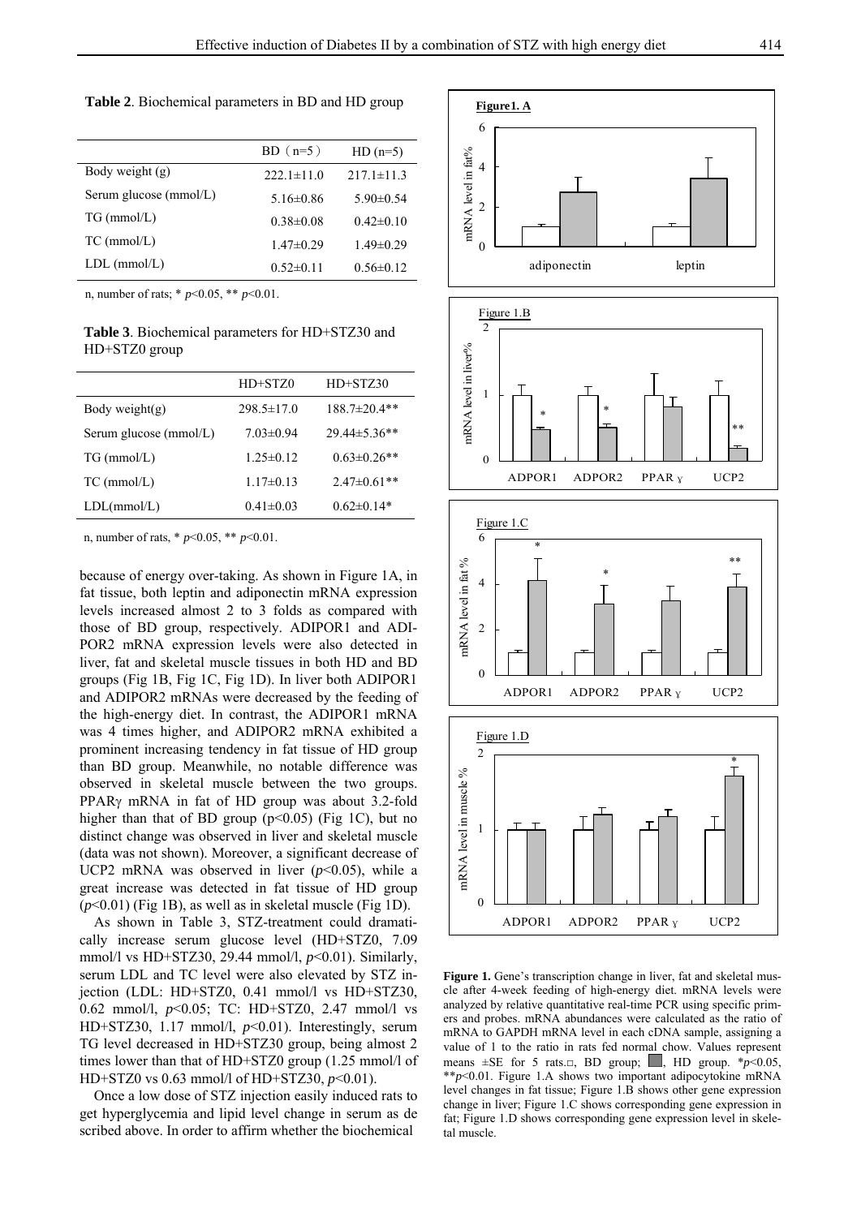**Table 2**. Biochemical parameters in BD and HD group

| | BD（n=5） | HD (n=5) |
|---|---|---|
| Body weight (g) | 222.1±11.0 | 217.1±11.3 |
| Serum glucose (mmol/L) | 5.16±0.86 | 5.90±0.54 |
| TG (mmol/L) | 0.38±0.08 | 0.42±0.10 |
| TC (mmol/L) | 1.47±0.29 | 1.49±0.29 |
| LDL (mmol/L) | 0.52±0.11 | 0.56±0.12 |

n, number of rats; * $p$<0.05, ** $p$<0.01.

**Table 3**. Biochemical parameters for HD+STZ30 and HD+STZ0 group

| | HD+STZ0 | HD+STZ30 |
|---|---|---|
| Body weight(g) | 298.5±17.0 | 188.7±20.4** |
| Serum glucose (mmol/L) | 7.03±0.94 | 29.44±5.36** |
| TG (mmol/L) | 1.25±0.12 | 0.63±0.26** |
| TC (mmol/L) | 1.17±0.13 | 2.47±0.61** |
| LDL(mmol/L) | 0.41±0.03 | 0.62±0.14* |

n, number of rats, * $p$<0.05, ** $p$<0.01.

because of energy over-taking. As shown in Figure 1A, in fat tissue, both leptin and adiponectin mRNA expression levels increased almost 2 to 3 folds as compared with those of BD group, respectively. ADIPOR1 and ADIPOR2 mRNA expression levels were also detected in liver, fat and skeletal muscle tissues in both HD and BD groups (Fig 1B, Fig 1C, Fig 1D). In liver both ADIPOR1 and ADIPOR2 mRNAs were decreased by the feeding of the high-energy diet. In contrast, the ADIPOR1 mRNA was 4 times higher, and ADIPOR2 mRNA exhibited a prominent increasing tendency in fat tissue of HD group than BD group. Meanwhile, no notable difference was observed in skeletal muscle between the two groups. PPARγ mRNA in fat of HD group was about 3.2-fold higher than that of BD group (p<0.05) (Fig 1C), but no distinct change was observed in liver and skeletal muscle (data was not shown). Moreover, a significant decrease of UCP2 mRNA was observed in liver ($p$<0.05), while a great increase was detected in fat tissue of HD group ($p$<0.01) (Fig 1B), as well as in skeletal muscle (Fig 1D).

As shown in Table 3, STZ-treatment could dramatically increase serum glucose level (HD+STZ0, 7.09 mmol/l vs HD+STZ30, 29.44 mmol/l, $p$<0.01). Similarly, serum LDL and TC level were also elevated by STZ injection (LDL: HD+STZ0, 0.41 mmol/l vs HD+STZ30, 0.62 mmol/l, $p$<0.05; TC: HD+STZ0, 2.47 mmol/l vs HD+STZ30, 1.17 mmol/l, $p$<0.01). Interestingly, serum TG level decreased in HD+STZ30 group, being almost 2 times lower than that of HD+STZ0 group (1.25 mmol/l of HD+STZ0 vs 0.63 mmol/l of HD+STZ30, $p$<0.01).

Once a low dose of STZ injection easily induced rats to get hyperglycemia and lipid level change in serum as described above. In order to affirm whether the biochemical

**Figure 1.** Gene's transcription change in liver, fat and skeletal muscle after 4-week feeding of high-energy diet. mRNA levels were analyzed by relative quantitative real-time PCR using specific primers and probes. mRNA abundances were calculated as the ratio of mRNA to GAPDH mRNA level in each cDNA sample, assigning a value of 1 to the ratio in rats fed normal chow. Values represent means ±SE for 5 rats.□, BD group; ■, HD group. *$p$<0.05, **$p$<0.01. Figure 1.A shows two important adipocytokine mRNA level changes in fat tissue; Figure 1.B shows other gene expression change in liver; Figure 1.C shows corresponding gene expression in fat; Figure 1.D shows corresponding gene expression level in skeletal muscle.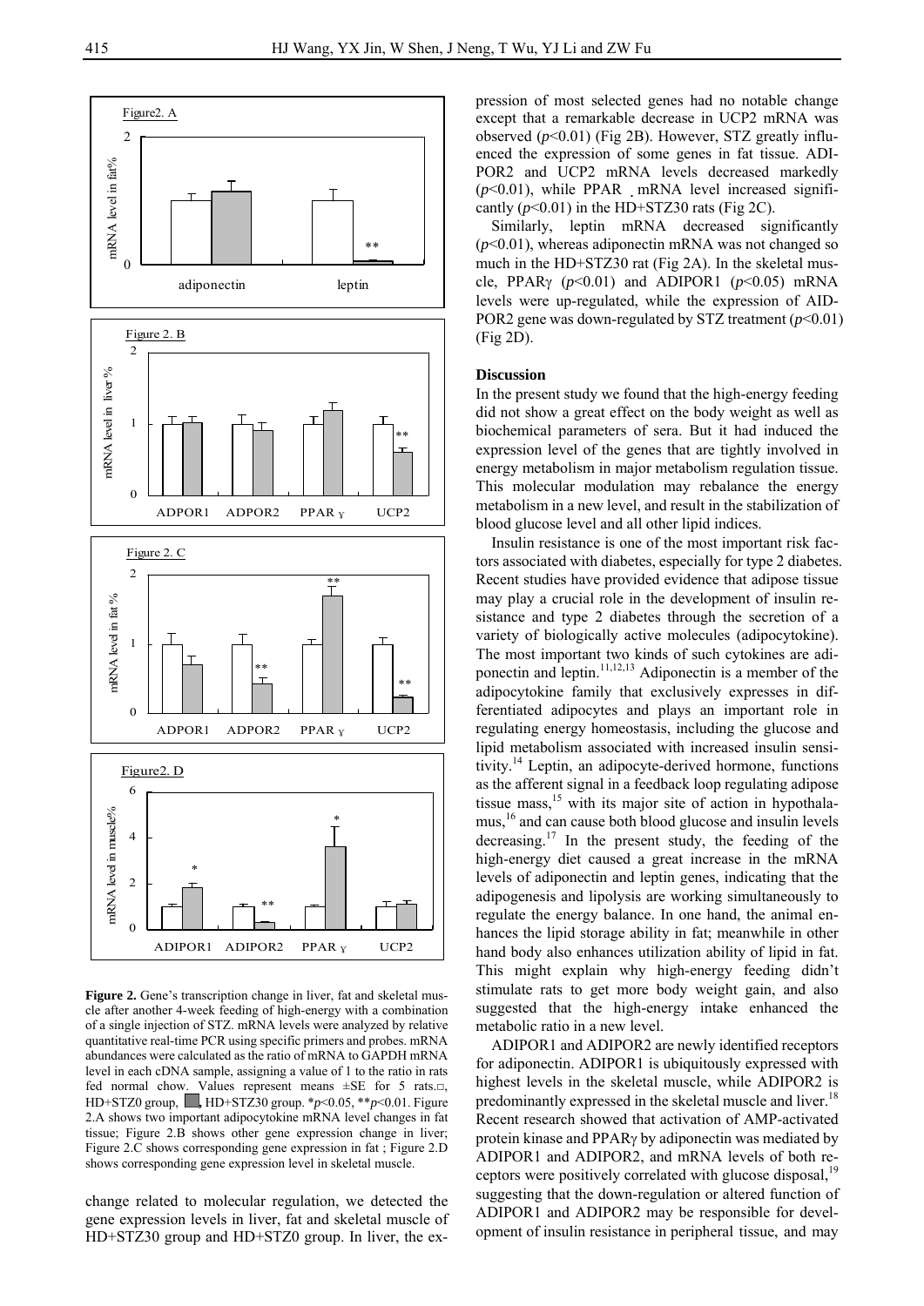**Figure 2.** Gene's transcription change in liver, fat and skeletal muscle after another 4-week feeding of high-energy with a combination of a single injection of STZ. mRNA levels were analyzed by relative quantitative real-time PCR using specific primers and probes. mRNA abundances were calculated as the ratio of mRNA to GAPDH mRNA level in each cDNA sample, assigning a value of 1 to the ratio in rats fed normal chow. Values represent means ±SE for 5 rats.□, HD+STZ0 group, ■, HD+STZ30 group. \*$p$<0.05, \*\*$p$<0.01. Figure 2.A shows two important adipocytokine mRNA level changes in fat tissue; Figure 2.B shows other gene expression change in liver; Figure 2.C shows corresponding gene expression in fat ; Figure 2.D shows corresponding gene expression level in skeletal muscle.

change related to molecular regulation, we detected the gene expression levels in liver, fat and skeletal muscle of HD+STZ30 group and HD+STZ0 group. In liver, the expression of most selected genes had no notable change except that a remarkable decrease in UCP2 mRNA was observed ($p$<0.01) (Fig 2B). However, STZ greatly influenced the expression of some genes in fat tissue. ADIPOR2 and UCP2 mRNA levels decreased markedly ($p$<0.01), while PPAR mRNA level increased significantly ($p$<0.01) in the HD+STZ30 rats (Fig 2C).

Similarly, leptin mRNA decreased significantly ($p$<0.01), whereas adiponectin mRNA was not changed so much in the HD+STZ30 rat (Fig 2A). In the skeletal muscle, PPARγ ($p$<0.01) and ADIPOR1 ($p$<0.05) mRNA levels were up-regulated, while the expression of ADIPOR2 gene was down-regulated by STZ treatment ($p$<0.01) (Fig 2D).

## Discussion

In the present study we found that the high-energy feeding did not show a great effect on the body weight as well as biochemical parameters of sera. But it had induced the expression level of the genes that are tightly involved in energy metabolism in major metabolism regulation tissue. This molecular modulation may rebalance the energy metabolism in a new level, and result in the stabilization of blood glucose level and all other lipid indices.

Insulin resistance is one of the most important risk factors associated with diabetes, especially for type 2 diabetes. Recent studies have provided evidence that adipose tissue may play a crucial role in the development of insulin resistance and type 2 diabetes through the secretion of a variety of biologically active molecules (adipocytokine). The most important two kinds of such cytokines are adiponectin and leptin.[11,12,13] Adiponectin is a member of the adipocytokine family that exclusively expresses in differentiated adipocytes and plays an important role in regulating energy homeostasis, including the glucose and lipid metabolism associated with increased insulin sensitivity.[14] Leptin, an adipocyte-derived hormone, functions as the afferent signal in a feedback loop regulating adipose tissue mass,[15] with its major site of action in hypothalamus,[16] and can cause both blood glucose and insulin levels decreasing.[17] In the present study, the feeding of the high-energy diet caused a great increase in the mRNA levels of adiponectin and leptin genes, indicating that the adipogenesis and lipolysis are working simultaneously to regulate the energy balance. In one hand, the animal enhances the lipid storage ability in fat; meanwhile in other hand body also enhances utilization ability of lipid in fat. This might explain why high-energy feeding didn't stimulate rats to get more body weight gain, and also suggested that the high-energy intake enhanced the metabolic ratio in a new level.

ADIPOR1 and ADIPOR2 are newly identified receptors for adiponectin. ADIPOR1 is ubiquitously expressed with highest levels in the skeletal muscle, while ADIPOR2 is predominantly expressed in the skeletal muscle and liver.[18] Recent research showed that activation of AMP-activated protein kinase and PPARγ by adiponectin was mediated by ADIPOR1 and ADIPOR2, and mRNA levels of both receptors were positively correlated with glucose disposal,[19] suggesting that the down-regulation or altered function of ADIPOR1 and ADIPOR2 may be responsible for development of insulin resistance in peripheral tissue, and may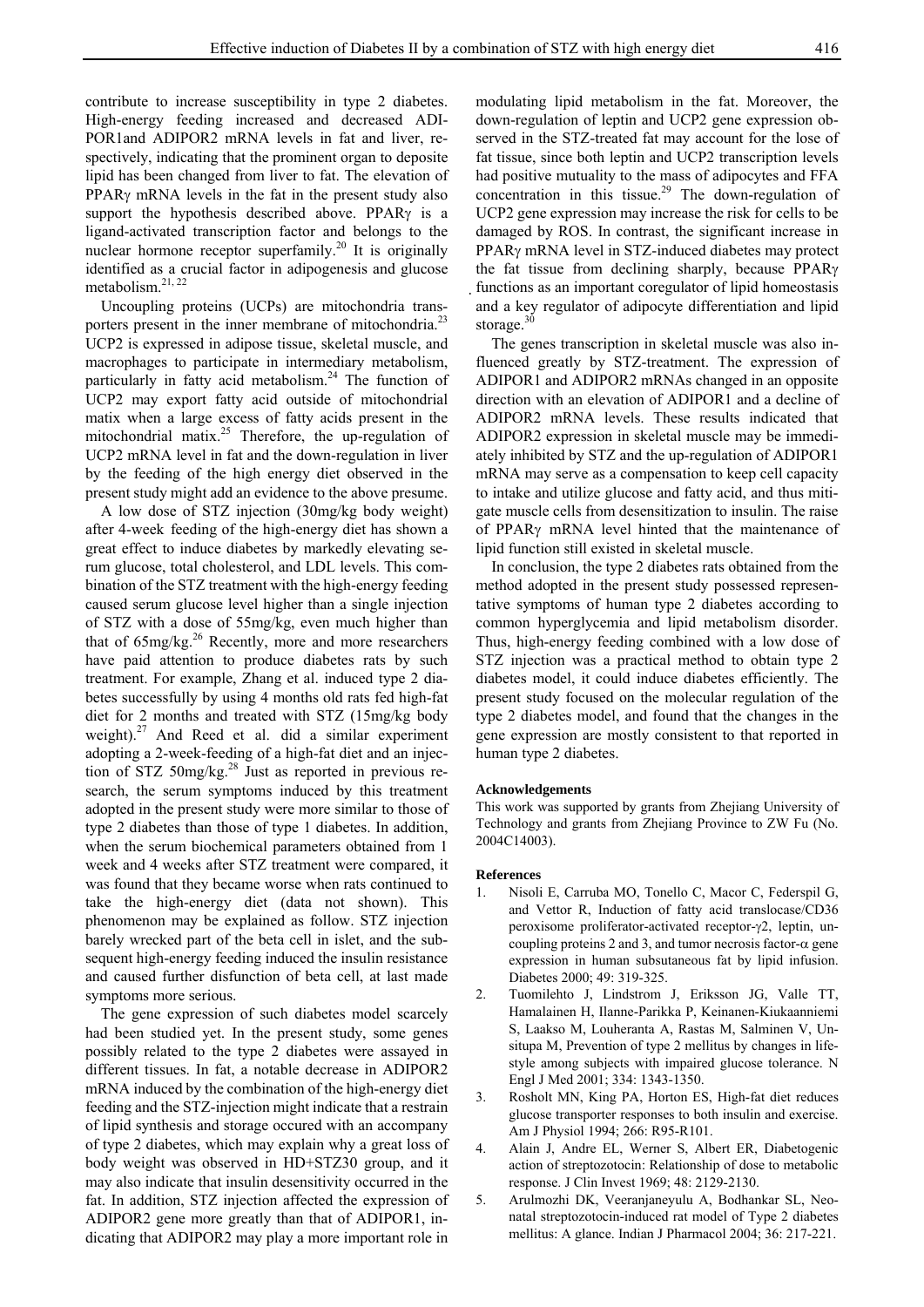contribute to increase susceptibility in type 2 diabetes. High-energy feeding increased and decreased ADIPOR1and ADIPOR2 mRNA levels in fat and liver, respectively, indicating that the prominent organ to deposite lipid has been changed from liver to fat. The elevation of PPARγ mRNA levels in the fat in the present study also support the hypothesis described above. PPARγ is a ligand-activated transcription factor and belongs to the nuclear hormone receptor superfamily.[20] It is originally identified as a crucial factor in adipogenesis and glucose metabolism.[21, 22]

Uncoupling proteins (UCPs) are mitochondria transporters present in the inner membrane of mitochondria.[23] UCP2 is expressed in adipose tissue, skeletal muscle, and macrophages to participate in intermediary metabolism, particularly in fatty acid metabolism.[24] The function of UCP2 may export fatty acid outside of mitochondrial matix when a large excess of fatty acids present in the mitochondrial matrix.[25] Therefore, the up-regulation of UCP2 mRNA level in fat and the down-regulation in liver by the feeding of the high energy diet observed in the present study might add an evidence to the above presume.

A low dose of STZ injection (30mg/kg body weight) after 4-week feeding of the high-energy diet has shown a great effect to induce diabetes by markedly elevating serum glucose, total cholesterol, and LDL levels. This combination of the STZ treatment with the high-energy feeding caused serum glucose level higher than a single injection of STZ with a dose of 55mg/kg, even much higher than that of 65mg/kg.[26] Recently, more and more researchers have paid attention to produce diabetes rats by such treatment. For example, Zhang et al. induced type 2 diabetes successfully by using 4 months old rats fed high-fat diet for 2 months and treated with STZ (15mg/kg body weight).[27] And Reed et al. did a similar experiment adopting a 2-week-feeding of a high-fat diet and an injection of STZ 50mg/kg.[28] Just as reported in previous research, the serum symptoms induced by this treatment adopted in the present study were more similar to those of type 2 diabetes than those of type 1 diabetes. In addition, when the serum biochemical parameters obtained from 1 week and 4 weeks after STZ treatment were compared, it was found that they became worse when rats continued to take the high-energy diet (data not shown). This phenomenon may be explained as follow. STZ injection barely wrecked part of the beta cell in islet, and the subsequent high-energy feeding induced the insulin resistance and caused further disfunction of beta cell, at last made symptoms more serious.

The gene expression of such diabetes model scarcely had been studied yet. In the present study, some genes possibly related to the type 2 diabetes were assayed in different tissues. In fat, a notable decrease in ADIPOR2 mRNA induced by the combination of the high-energy diet feeding and the STZ-injection might indicate that a restrain of lipid synthesis and storage occured with an accompany of type 2 diabetes, which may explain why a great loss of body weight was observed in HD+STZ30 group, and it may also indicate that insulin desensitivity occurred in the fat. In addition, STZ injection affected the expression of ADIPOR2 gene more greatly than that of ADIPOR1, indicating that ADIPOR2 may play a more important role in modulating lipid metabolism in the fat. Moreover, the down-regulation of leptin and UCP2 gene expression observed in the STZ-treated fat may account for the lose of fat tissue, since both leptin and UCP2 transcription levels had positive mutuality to the mass of adipocytes and FFA concentration in this tissue.[29] The down-regulation of UCP2 gene expression may increase the risk for cells to be damaged by ROS. In contrast, the significant increase in PPARγ mRNA level in STZ-induced diabetes may protect the fat tissue from declining sharply, because PPARγ functions as an important coregulator of lipid homeostasis and a key regulator of adipocyte differentiation and lipid storage.[30]

The genes transcription in skeletal muscle was also influenced greatly by STZ-treatment. The expression of ADIPOR1 and ADIPOR2 mRNAs changed in an opposite direction with an elevation of ADIPOR1 and a decline of ADIPOR2 mRNA levels. These results indicated that ADIPOR2 expression in skeletal muscle may be immediately inhibited by STZ and the up-regulation of ADIPOR1 mRNA may serve as a compensation to keep cell capacity to intake and utilize glucose and fatty acid, and thus mitigate muscle cells from desensitization to insulin. The raise of PPARγ mRNA level hinted that the maintenance of lipid function still existed in skeletal muscle.

In conclusion, the type 2 diabetes rats obtained from the method adopted in the present study possessed representative symptoms of human type 2 diabetes according to common hyperglycemia and lipid metabolism disorder. Thus, high-energy feeding combined with a low dose of STZ injection was a practical method to obtain type 2 diabetes model, it could induce diabetes efficiently. The present study focused on the molecular regulation of the type 2 diabetes model, and found that the changes in the gene expression are mostly consistent to that reported in human type 2 diabetes.

#### Acknowledgements

This work was supported by grants from Zhejiang University of Technology and grants from Zhejiang Province to ZW Fu (No. 2004C14003).

#### References

1. Nisoli E, Carruba MO, Tonello C, Macor C, Federspil G, and Vettor R, Induction of fatty acid translocase/CD36 peroxisome proliferator-activated receptor-γ2, leptin, uncoupling proteins 2 and 3, and tumor necrosis factor-α gene expression in human subsutaneous fat by lipid infusion. Diabetes 2000; 49: 319-325.
2. Tuomilehto J, Lindstrom J, Eriksson JG, Valle TT, Hamalainen H, Ilanne-Parikka P, Keinanen-Kiukaanniemi S, Laakso M, Louheranta A, Rastas M, Salminen V, Unsitupa M, Prevention of type 2 mellitus by changes in lifestyle among subjects with impaired glucose tolerance. N Engl J Med 2001; 334: 1343-1350.
3. Rosholt MN, King PA, Horton ES, High-fat diet reduces glucose transporter responses to both insulin and exercise. Am J Physiol 1994; 266: R95-R101.
4. Alain J, Andre EL, Werner S, Albert ER, Diabetogenic action of streptozotocin: Relationship of dose to metabolic response. J Clin Invest 1969; 48: 2129-2130.
5. Arulmozhi DK, Veeranjaneyulu A, Bodhankar SL, Neonatal streptozotocin-induced rat model of Type 2 diabetes mellitus: A glance. Indian J Pharmacol 2004; 36: 217-221.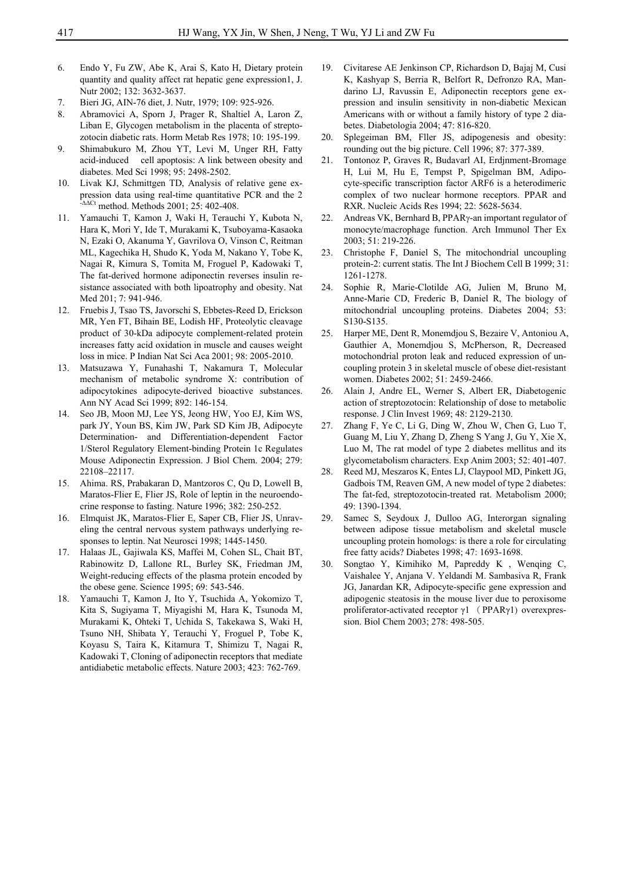6. Endo Y, Fu ZW, Abe K, Arai S, Kato H, Dietary protein quantity and quality affect rat hepatic gene expression1, J. Nutr 2002; 132: 3632-3637.
7. Bieri JG, AIN-76 diet, J. Nutr, 1979; 109: 925-926.
8. Abramovici A, Sporn J, Prager R, Shaltiel A, Laron Z, Liban E, Glycogen metabolism in the placenta of streptozotocin diabetic rats. Horm Metab Res 1978; 10: 195-199.
9. Shimabukuro M, Zhou YT, Levi M, Unger RH, Fatty acid-induced cell apoptosis: A link between obesity and diabetes. Med Sci 1998; 95: 2498-2502.
10. Livak KJ, Schmittgen TD, Analysis of relative gene expression data using real-time quantitative PCR and the 2 $^{-\Delta\Delta Ct}$ method. Methods 2001; 25: 402-408.
11. Yamauchi T, Kamon J, Waki H, Terauchi Y, Kubota N, Hara K, Mori Y, Ide T, Murakami K, Tsuboyama-Kasaoka N, Ezaki O, Akanuma Y, Gavrilova O, Vinson C, Reitman ML, Kagechika H, Shudo K, Yoda M, Nakano Y, Tobe K, Nagai R, Kimura S, Tomita M, Froguel P, Kadowaki T, The fat-derived hormone adiponectin reverses insulin resistance associated with both lipoatrophy and obesity. Nat Med 201; 7: 941-946.
12. Fruebis J, Tsao TS, Javorschi S, Ebbetes-Reed D, Erickson MR, Yen FT, Bihain BE, Lodish HF, Proteolytic cleavage product of 30-kDa adipocyte complement-related protein increases fatty acid oxidation in muscle and causes weight loss in mice. P Indian Nat Sci Aca 2001; 98: 2005-2010.
13. Matsuzawa Y, Funahashi T, Nakamura T, Molecular mechanism of metabolic syndrome X: contribution of adipocytokines adipocyte-derived bioactive substances. Ann NY Acad Sci 1999; 892: 146-154.
14. Seo JB, Moon MJ, Lee YS, Jeong HW, Yoo EJ, Kim WS, park JY, Youn BS, Kim JW, Park SD Kim JB, Adipocyte Determination- and Differentiation-dependent Factor 1/Sterol Regulatory Element-binding Protein 1c Regulates Mouse Adiponectin Expression. J Biol Chem. 2004; 279: 22108–22117.
15. Ahima. RS, Prabakaran D, Mantzoros C, Qu D, Lowell B, Maratos-Flier E, Flier JS, Role of leptin in the neuroendocrine response to fasting. Nature 1996; 382: 250-252.
16. Elmquist JK, Maratos-Flier E, Saper CB, Flier JS, Unraveling the central nervous system pathways underlying responses to leptin. Nat Neurosci 1998; 1445-1450.
17. Halaas JL, Gajiwala KS, Maffei M, Cohen SL, Chait BT, Rabinowitz D, Lallone RL, Burley SK, Friedman JM, Weight-reducing effects of the plasma protein encoded by the obese gene. Science 1995; 69: 543-546.
18. Yamauchi T, Kamon J, Ito Y, Tsuchida A, Yokomizo T, Kita S, Sugiyama T, Miyagishi M, Hara K, Tsunoda M, Murakami K, Ohteki T, Uchida S, Takekawa S, Waki H, Tsuno NH, Shibata Y, Terauchi Y, Froguel P, Tobe K, Koyasu S, Taira K, Kitamura T, Shimizu T, Nagai R, Kadowaki T, Cloning of adiponectin receptors that mediate antidiabetic metabolic effects. Nature 2003; 423: 762-769.
19. Civitarese AE Jenkinson CP, Richardson D, Bajaj M, Cusi K, Kashyap S, Berria R, Belfort R, Defronzo RA, Mandarino LJ, Ravussin E, Adiponectin receptors gene expression and insulin sensitivity in non-diabetic Mexican Americans with or without a family history of type 2 diabetes. Diabetologia 2004; 47: 816-820.
20. Splegeiman BM, Fller JS, adipogenesis and obesity: rounding out the big picture. Cell 1996; 87: 377-389.
21. Tontonoz P, Graves R, Budavarl AI, Erdjnment-Bromage H, Lui M, Hu E, Tempst P, Spigelman BM, Adipocyte-specific transcription factor ARF6 is a heterodimeric complex of two nuclear hormone receptors. PPAR and RXR. Nucleic Acids Res 1994; 22: 5628-5634.
22. Andreas VK, Bernhard B, PPARγ-an important regulator of monocyte/macrophage function. Arch Immunol Ther Ex 2003; 51: 219-226.
23. Christophe F, Daniel S, The mitochondrial uncoupling protein-2: current statis. The Int J Biochem Cell B 1999; 31: 1261-1278.
24. Sophie R, Marie-Clotilde AG, Julien M, Bruno M, Anne-Marie CD, Frederic B, Daniel R, The biology of mitochondrial uncoupling proteins. Diabetes 2004; 53: S130-S135.
25. Harper ME, Dent R, Monemdjou S, Bezaire V, Antoniou A, Gauthier A, Monemdjou S, McPherson, R, Decreased motochondrial proton leak and reduced expression of uncoupling protein 3 in skeletal muscle of obese diet-resistant women. Diabetes 2002; 51: 2459-2466.
26. Alain J, Andre EL, Werner S, Albert ER, Diabetogenic action of streptozotocin: Relationship of dose to metabolic response. J Clin Invest 1969; 48: 2129-2130.
27. Zhang F, Ye C, Li G, Ding W, Zhou W, Chen G, Luo T, Guang M, Liu Y, Zhang D, Zheng S Yang J, Gu Y, Xie X, Luo M, The rat model of type 2 diabetes mellitus and its glycometabolism characters. Exp Anim 2003; 52: 401-407.
28. Reed MJ, Meszaros K, Entes LJ, Claypool MD, Pinkett JG, Gadbois TM, Reaven GM, A new model of type 2 diabetes: The fat-fed, streptozotocin-treated rat. Metabolism 2000; 49: 1390-1394.
29. Samec S, Seydoux J, Dulloo AG, Interorgan signaling between adipose tissue metabolism and skeletal muscle uncoupling protein homologs: is there a role for circulating free fatty acids? Diabetes 1998; 47: 1693-1698.
30. Songtao Y, Kimihiko M, Papreddy K , Wenqing C, Vaishalee Y, Anjana V. Yeldandi M. Sambasiva R, Frank JG, Janardan KR, Adipocyte-specific gene expression and adipogenic steatosis in the mouse liver due to peroxisome proliferator-activated receptor γ1 （PPARγ1) overexpression. Biol Chem 2003; 278: 498-505.